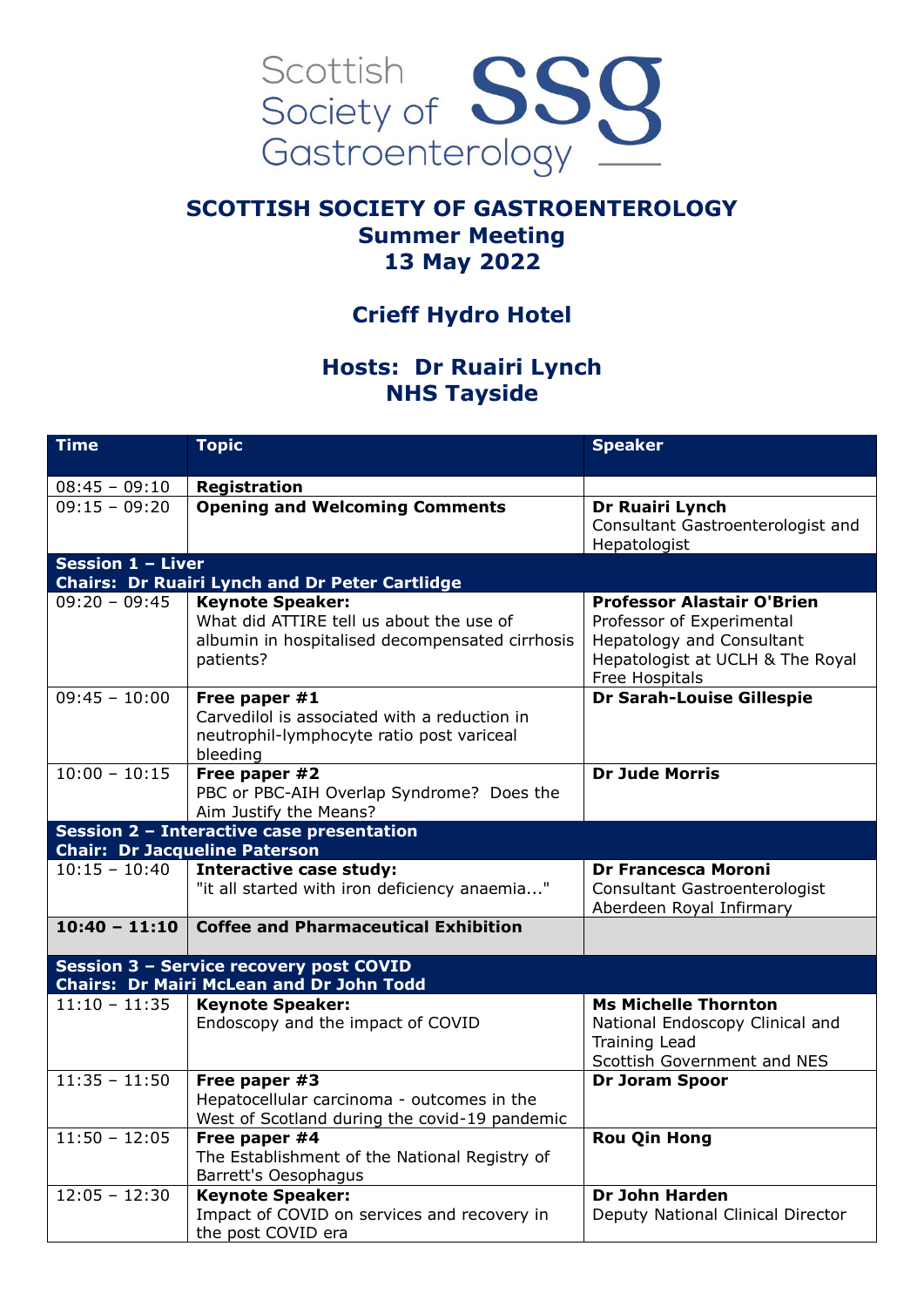Scottish Society of Gastroenterology

# SCOTTISH SOCIETY OF GASTROENTEROLOGY
## Summer Meeting
## 13 May 2022

## Crieff Hydro Hotel

## Hosts: Dr Ruairi Lynch
## NHS Tayside

| Time | Topic | Speaker |
|---|---|---|
| 08:45 – 09:10 | **Registration** | |
| 09:15 – 09:20 | **Opening and Welcoming Comments** | **Dr Ruairi Lynch** Consultant Gastroenterologist and Hepatologist |
| **Session 1 – Liver Chairs: Dr Ruairi Lynch and Dr Peter Cartlidge** | | |
| 09:20 – 09:45 | **Keynote Speaker:** What did ATTIRE tell us about the use of albumin in hospitalised decompensated cirrhosis patients? | **Professor Alastair O'Brien** Professor of Experimental Hepatology and Consultant Hepatologist at UCLH & The Royal Free Hospitals |
| 09:45 – 10:00 | **Free paper #1** Carvedilol is associated with a reduction in neutrophil-lymphocyte ratio post variceal bleeding | **Dr Sarah-Louise Gillespie** |
| 10:00 – 10:15 | **Free paper #2** PBC or PBC-AIH Overlap Syndrome? Does the Aim Justify the Means? | **Dr Jude Morris** |
| **Session 2 – Interactive case presentation Chair: Dr Jacqueline Paterson** | | |
| 10:15 – 10:40 | **Interactive case study:** "it all started with iron deficiency anaemia..." | **Dr Francesca Moroni** Consultant Gastroenterologist Aberdeen Royal Infirmary |
| **10:40 – 11:10** | **Coffee and Pharmaceutical Exhibition** | |
| **Session 3 – Service recovery post COVID Chairs: Dr Mairi McLean and Dr John Todd** | | |
| 11:10 – 11:35 | **Keynote Speaker:** Endoscopy and the impact of COVID | **Ms Michelle Thornton** National Endoscopy Clinical and Training Lead Scottish Government and NES |
| 11:35 – 11:50 | **Free paper #3** Hepatocellular carcinoma - outcomes in the West of Scotland during the covid-19 pandemic | **Dr Joram Spoor** |
| 11:50 – 12:05 | **Free paper #4** The Establishment of the National Registry of Barrett's Oesophagus | **Rou Qin Hong** |
| 12:05 – 12:30 | **Keynote Speaker:** Impact of COVID on services and recovery in the post COVID era | **Dr John Harden** Deputy National Clinical Director |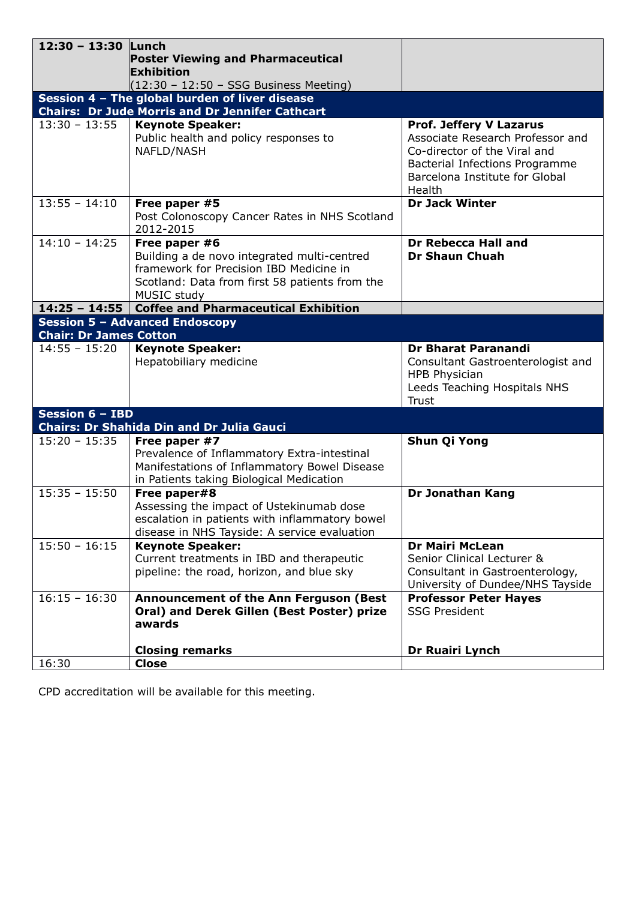| | | |
|---|---|---|
| **12:30 – 13:30** | **Lunch**<br>**Poster Viewing and Pharmaceutical Exhibition**<br>(12:30 – 12:50 – SSG Business Meeting) | |
| **Session 4 – The global burden of liver disease**<br>**Chairs: Dr Jude Morris and Dr Jennifer Cathcart** | | |
| 13:30 – 13:55 | **Keynote Speaker:**<br>Public health and policy responses to NAFLD/NASH | **Prof. Jeffery V Lazarus**<br>Associate Research Professor and Co-director of the Viral and Bacterial Infections Programme Barcelona Institute for Global Health |
| 13:55 – 14:10 | **Free paper #5**<br>Post Colonoscopy Cancer Rates in NHS Scotland 2012-2015 | **Dr Jack Winter** |
| 14:10 – 14:25 | **Free paper #6**<br>Building a de novo integrated multi-centred framework for Precision IBD Medicine in Scotland: Data from first 58 patients from the MUSIC study | **Dr Rebecca Hall and Dr Shaun Chuah** |
| **14:25 – 14:55** | **Coffee and Pharmaceutical Exhibition** | |
| **Session 5 – Advanced Endoscopy**<br>**Chair: Dr James Cotton** | | |
| 14:55 – 15:20 | **Keynote Speaker:**<br>Hepatobiliary medicine | **Dr Bharat Paranandi**<br>Consultant Gastroenterologist and HPB Physician<br>Leeds Teaching Hospitals NHS Trust |
| **Session 6 – IBD**<br>**Chairs: Dr Shahida Din and Dr Julia Gauci** | | |
| 15:20 – 15:35 | **Free paper #7**<br>Prevalence of Inflammatory Extra-intestinal Manifestations of Inflammatory Bowel Disease in Patients taking Biological Medication | **Shun Qi Yong** |
| 15:35 – 15:50 | **Free paper#8**<br>Assessing the impact of Ustekinumab dose escalation in patients with inflammatory bowel disease in NHS Tayside: A service evaluation | **Dr Jonathan Kang** |
| 15:50 – 16:15 | **Keynote Speaker:**<br>Current treatments in IBD and therapeutic pipeline: the road, horizon, and blue sky | **Dr Mairi McLean**<br>Senior Clinical Lecturer & Consultant in Gastroenterology, University of Dundee/NHS Tayside |
| 16:15 – 16:30 | **Announcement of the Ann Ferguson (Best Oral) and Derek Gillen (Best Poster) prize awards**<br><br>**Closing remarks** | **Professor Peter Hayes**<br>SSG President<br><br>**Dr Ruairi Lynch** |
| 16:30 | **Close** | |

CPD accreditation will be available for this meeting.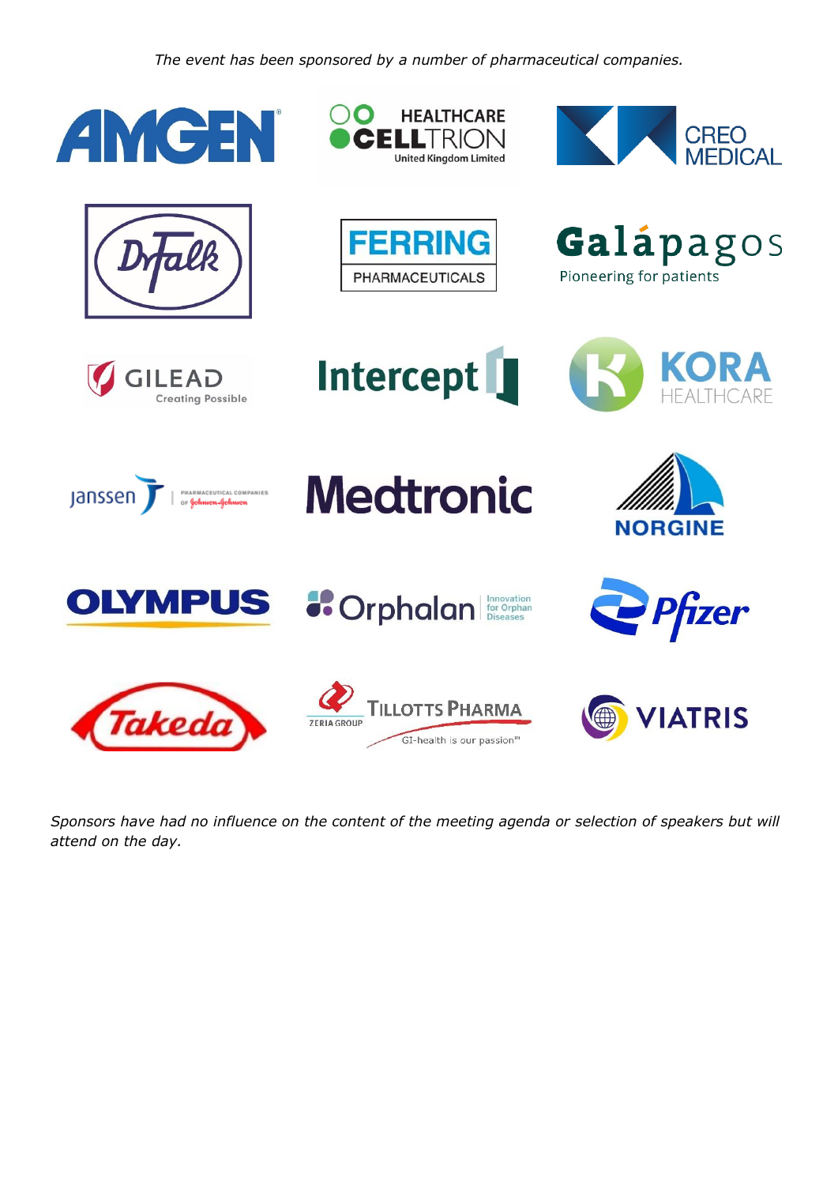*The event has been sponsored by a number of pharmaceutical companies.*

AMGEN

HEALTHCARE CELLTRION United Kingdom Limited

CREO MEDICAL

DrFalk

FERRING PHARMACEUTICALS

Galápagos Pioneering for patients

GILEAD Creating Possible

Intercept

KORA HEALTHCARE

janssen PHARMACEUTICAL COMPANIES OF Johnson & Johnson

Medtronic

NORGINE

OLYMPUS

Orphalan Innovation for Orphan Diseases

Pfizer

Takeda

ZERIA GROUP TILLOTTS PHARMA GI-health is our passion™

VIATRIS

*Sponsors have had no influence on the content of the meeting agenda or selection of speakers but will attend on the day.*